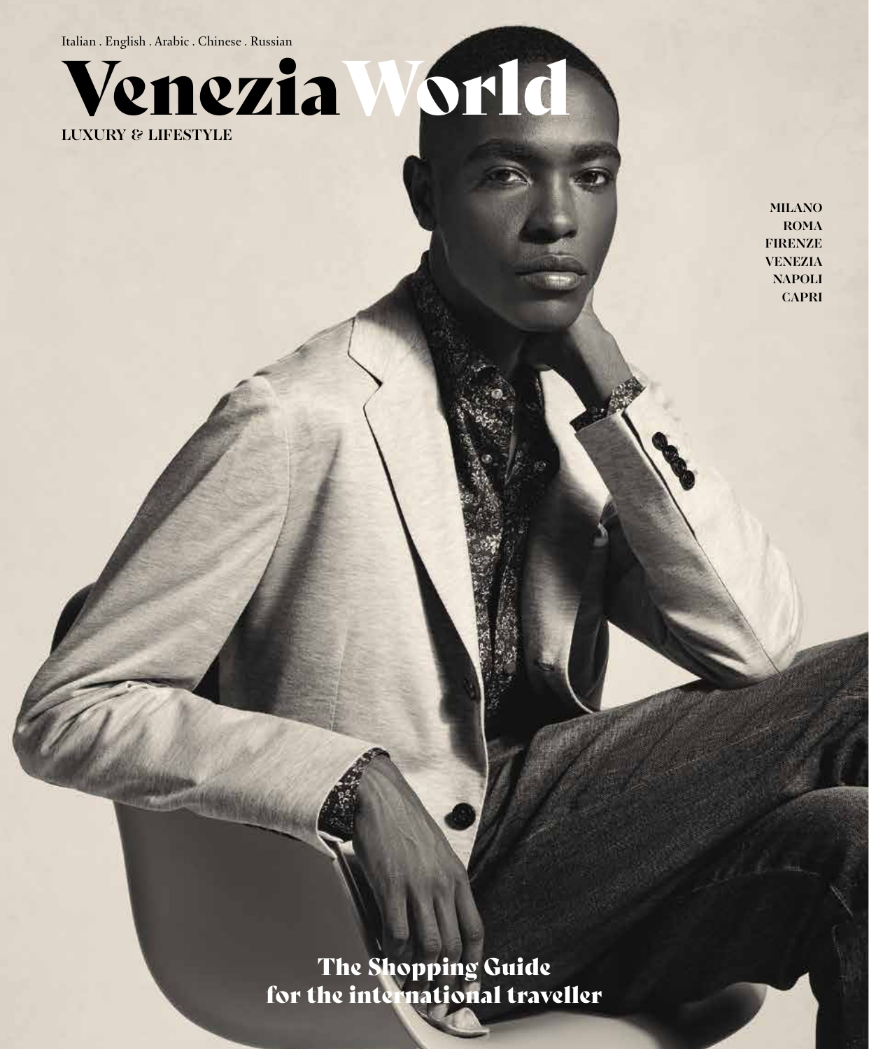Italian . English . Arabic . Chinese . Russian

# VeneziaWorld

**LUXURY & LIFESTYLE**

**MILANO**
**ROMA**
**FIRENZE**
**VENEZIA**
**NAPOLI**
**CAPRI**

The Shopping Guide
for the international traveller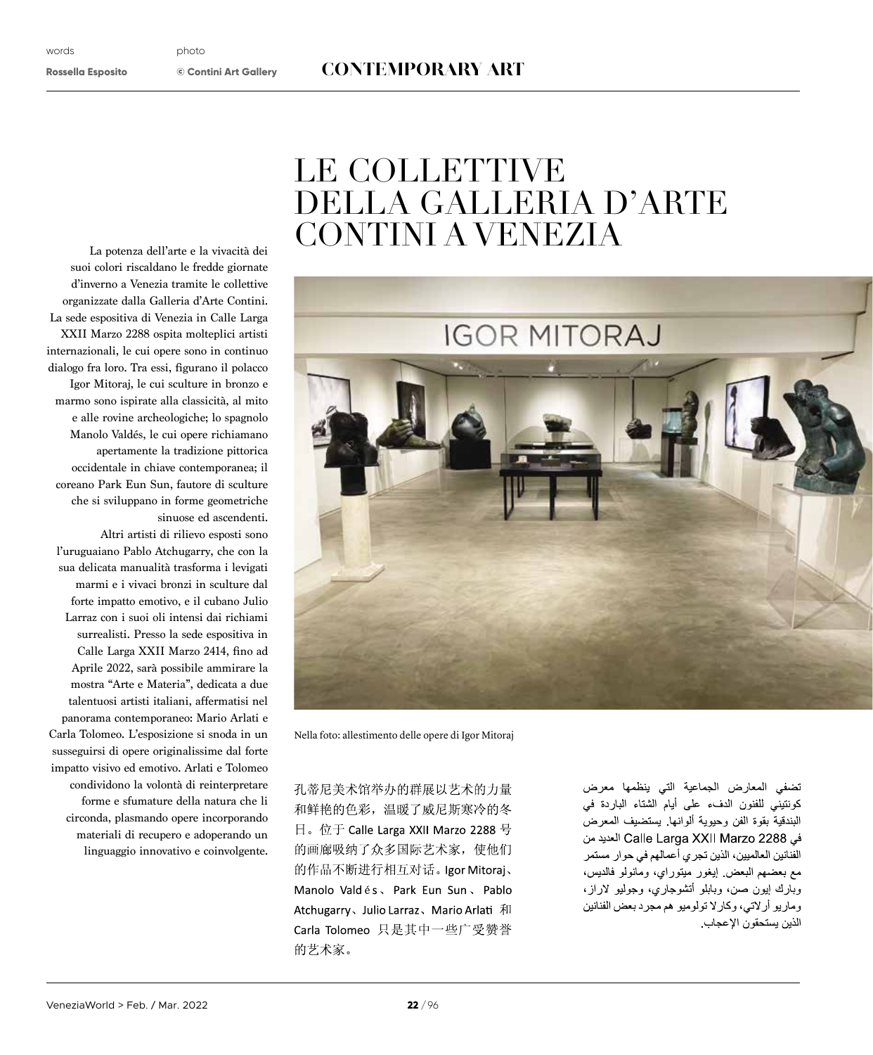words
**Rossella Esposito**

photo
**© Contini Art Gallery**

**CONTEMPORARY ART**

# LE COLLETTIVE DELLA GALLERIA D'ARTE CONTINI A VENEZIA

La potenza dell'arte e la vivacità dei suoi colori riscaldano le fredde giornate d'inverno a Venezia tramite le collettive organizzate dalla Galleria d'Arte Contini. La sede espositiva di Venezia in Calle Larga XXII Marzo 2288 ospita molteplici artisti internazionali, le cui opere sono in continuo dialogo fra loro. Tra essi, figurano il polacco Igor Mitoraj, le cui sculture in bronzo e marmo sono ispirate alla classicità, al mito e alle rovine archeologiche; lo spagnolo Manolo Valdés, le cui opere richiamano apertamente la tradizione pittorica occidentale in chiave contemporanea; il coreano Park Eun Sun, fautore di sculture che si sviluppano in forme geometriche sinuose ed ascendenti.

Altri artisti di rilievo esposti sono l'uruguaiano Pablo Atchugarry, che con la sua delicata manualità trasforma i levigati marmi e i vivaci bronzi in sculture dal forte impatto emotivo, e il cubano Julio Larraz con i suoi oli intensi dai richiami surrealisti. Presso la sede espositiva in Calle Larga XXII Marzo 2414, fino ad Aprile 2022, sarà possibile ammirare la mostra "Arte e Materia", dedicata a due talentuosi artisti italiani, affermatisi nel panorama contemporaneo: Mario Arlati e Carla Tolomeo. L'esposizione si snoda in un susseguirsi di opere originalissime dal forte impatto visivo ed emotivo. Arlati e Tolomeo condividono la volontà di reinterpretare forme e sfumature della natura che li circonda, plasmando opere incorporando materiali di recupero e adoperando un linguaggio innovativo e coinvolgente.

Nella foto: allestimento delle opere di Igor Mitoraj

孔蒂尼美术馆举办的群展以艺术的力量和鲜艳的色彩，温暖了威尼斯寒冷的冬日。位于 Calle Larga XXII Marzo 2288 号的画廊吸纳了众多国际艺术家，使他们的作品不断进行相互对话。Igor Mitoraj、Manolo Valdés、Park Eun Sun、Pablo Atchugarry、Julio Larraz、Mario Arlati 和 Carla Tolomeo 只是其中一些广受赞誉的艺术家。

تضفي المعارض الجماعية التي ينظمها معرض كونتيني للفنون الدفء على أيام الشتاء الباردة في البندقية بقوة الفن وحيوية ألوانها. يستضيف المعرض في Calle Larga XXII Marzo 2288 العديد من الفنانين العالميين، الذين تجري أعمالهم في حوار مستمر مع بعضهم البعض. إيغور ميتوراي، ومانولو فالديس، وبارك إيون صن، وبابلو أتشوجاري، وجوليو لاراز، وماريو أرلاتي، وكارلا تولوميو هم مجرد بعض الفنانين الذين يستحقون الإعجاب.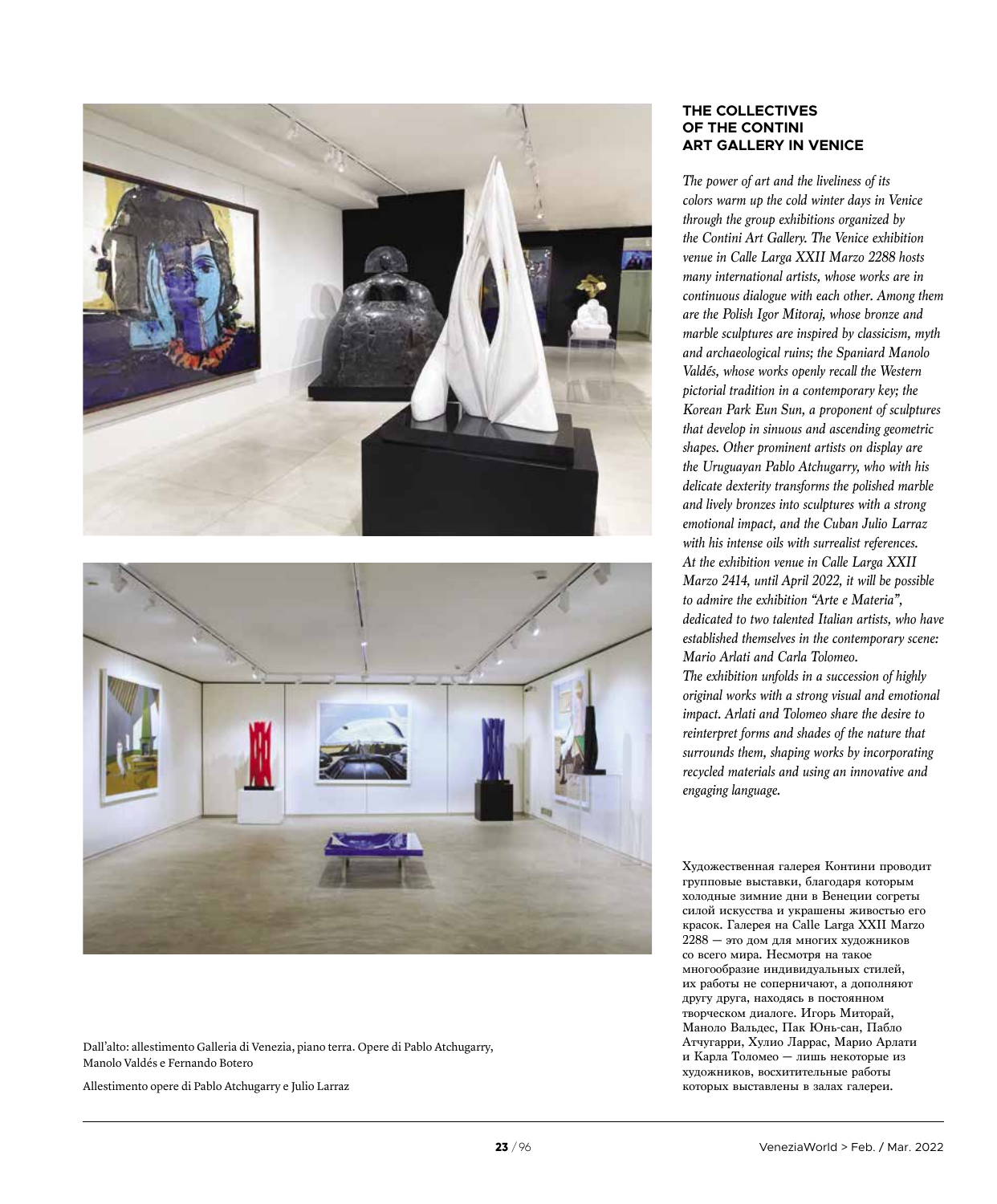## THE COLLECTIVES OF THE CONTINI ART GALLERY IN VENICE

*The power of art and the liveliness of its colors warm up the cold winter days in Venice through the group exhibitions organized by the Contini Art Gallery. The Venice exhibition venue in Calle Larga XXII Marzo 2288 hosts many international artists, whose works are in continuous dialogue with each other. Among them are the Polish Igor Mitoraj, whose bronze and marble sculptures are inspired by classicism, myth and archaeological ruins; the Spaniard Manolo Valdés, whose works openly recall the Western pictorial tradition in a contemporary key; the Korean Park Eun Sun, a proponent of sculptures that develop in sinuous and ascending geometric shapes. Other prominent artists on display are the Uruguayan Pablo Atchugarry, who with his delicate dexterity transforms the polished marble and lively bronzes into sculptures with a strong emotional impact, and the Cuban Julio Larraz with his intense oils with surrealist references. At the exhibition venue in Calle Larga XXII Marzo 2414, until April 2022, it will be possible to admire the exhibition "Arte e Materia", dedicated to two talented Italian artists, who have established themselves in the contemporary scene: Mario Arlati and Carla Tolomeo. The exhibition unfolds in a succession of highly original works with a strong visual and emotional impact. Arlati and Tolomeo share the desire to reinterpret forms and shades of the nature that surrounds them, shaping works by incorporating recycled materials and using an innovative and engaging language.*

Художественная галерея Контини проводит групповые выставки, благодаря которым холодные зимние дни в Венеции согреты силой искусства и украшены живостью его красок. Галерея на Calle Larga XXII Marzo 2288 — это дом для многих художников со всего мира. Несмотря на такое многообразие индивидуальных стилей, их работы не соперничают, а дополняют друг друга, находясь в постоянном творческом диалоге. Игорь Миторай, Маноло Вальдес, Пак Юнь-сан, Пабло Атчугарри, Хулио Ларрас, Марио Арлати и Карла Толомео — лишь некоторые из художников, восхитительные работы которых выставлены в залах галереи.

Dall'alto: allestimento Galleria di Venezia, piano terra. Opere di Pablo Atchugarry, Manolo Valdés e Fernando Botero

Allestimento opere di Pablo Atchugarry e Julio Larraz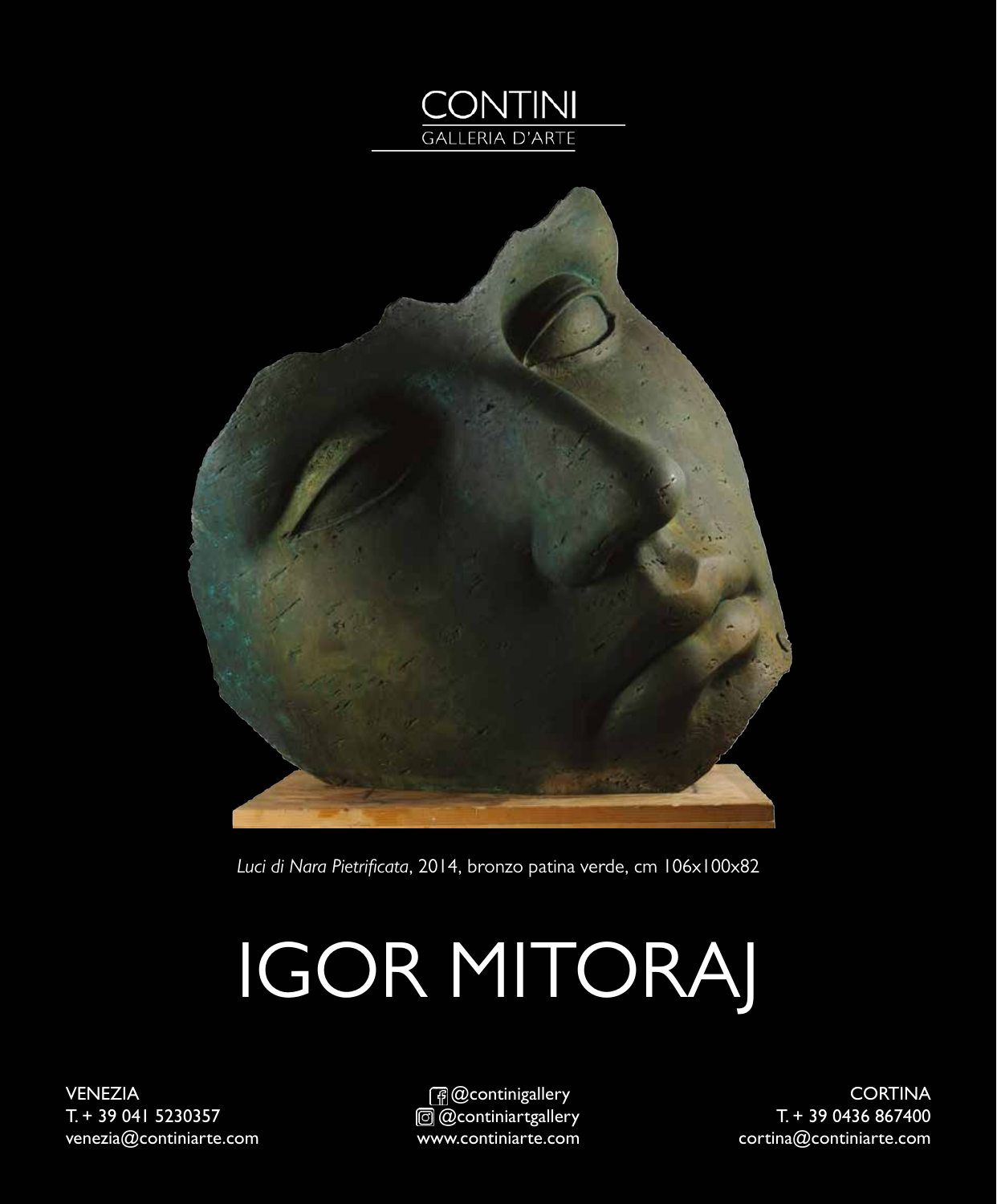CONTINI

GALLERIA D'ARTE

*Luci di Nara Pietrificata*, 2014, bronzo patina verde, cm 106x100x82

# IGOR MITORAJ

VENEZIA
T. + 39 041 5230357
venezia@continiarte.com

@continigallery
@continiartgallery
www.continiarte.com

CORTINA
T. + 39 0436 867400
cortina@continiarte.com